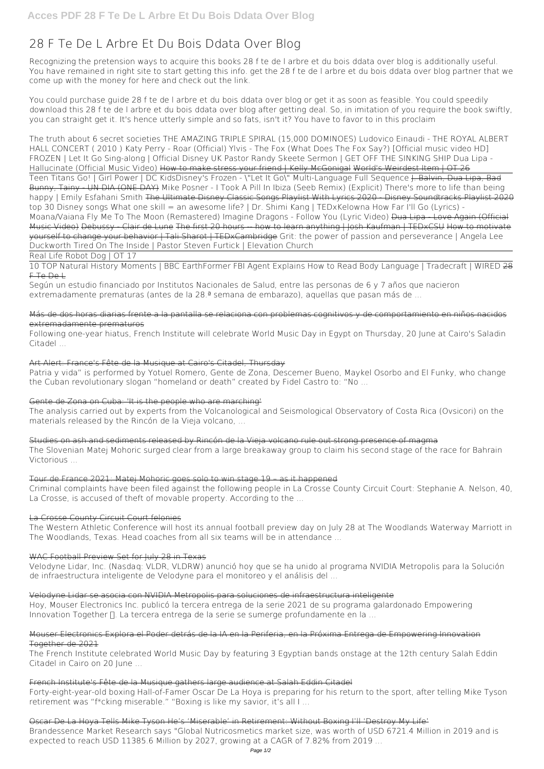# 28 F Te De L Arbre Et Du Bois Ddata Over Blog

Recognizing the pretension ways to acquire this books 28 f te de l arbre et du bois ddata over blog is additionally useful. You have remained in right site to start getting this info. get the 28 f te de l arbre et du bois ddata over blog partner that we come up with the money for here and check out the link.

You could purchase guide 28 f te de l arbre et du bois ddata over blog or get it as soon as feasible. You could speedily download this 28 f te de l arbre et du bois ddata over blog after getting deal. So, in imitation of you require the book swiftly, you can straight get it. It's hence utterly simple and so fats, isn't it? You have to favor to in this proclaim

The truth about 6 secret societies THE AMAZING TRIPLE SPIRAL (15,000 DOMINOES) Ludovico Einaudi - THE ROYAL ALBERT HALL CONCERT ( 2010 ) Katy Perry - Roar (Official) Ylvis - The Fox (What Does The Fox Say?) [Official music video HD] FROZEN | Let It Go Sing-along | Official Disney UK Pastor Randy Skeete Sermon | GET OFF THE SINKING SHIP Dua Lipa - Hallucinate (Official Music Video) How to make stress your friend | Kelly McGonigal World's Weirdest Item | OT 26

Teen Titans Go! | Girl Power | DC KidsDisney's Frozen - \"Let It Go\" Multi-Language Full Sequence J. Balvin, Dua Lipa, Bad Bunny, Tainy - UN DIA (ONE DAY) Mike Posner - I Took A Pill In Ibiza (Seeb Remix) (Explicit) There's more to life than being happy | Emily Esfahani Smith The Ultimate Disney Classic Songs Playlist With Lyrics 2020 - Disney Soundtracks Playlist 2020 top 30 Disney songs What one skill = an awesome life? | Dr. Shimi Kang | TEDxKelowna How Far I'll Go (Lyrics) - Moana/Vaiana Fly Me To The Moon (Remastered) Imagine Dragons - Follow You (Lyric Video) Dua Lipa - Love Again (Official Music Video) Debussy - Clair de Lune The first 20 hours -- how to learn anything | Josh Kaufman | TEDxCSU How to motivate yourself to change your behavior | Tali Sharot | TEDxCambridge Grit: the power of passion and perseverance | Angela Lee Duckworth Tired On The Inside | Pastor Steven Furtick | Elevation Church

Real Life Robot Dog | OT 17

10 TOP Natural History Moments | BBC EarthFormer FBI Agent Explains How to Read Body Language | Tradecraft | WIRED 28 F Te De L

Según un estudio financiado por Institutos Nacionales de Salud, entre las personas de 6 y 7 años que nacieron extremadamente prematuras (antes de la 28.ª semana de embarazo), aquellas que pasan más de ...

Más de dos horas diarias frente a la pantalla se relaciona con problemas cognitivos y de comportamiento en niños nacidos extremadamente prematuros

Following one-year hiatus, French Institute will celebrate World Music Day in Egypt on Thursday, 20 June at Cairo's Saladin Citadel ...

Art Alert: France's Fête de la Musique at Cairo's Citadel, Thursday

Patria y vida" is performed by Yotuel Romero, Gente de Zona, Descemer Bueno, Maykel Osorbo and El Funky, who change the Cuban revolutionary slogan "homeland or death" created by Fidel Castro to: "No ...

Gente de Zona on Cuba: 'It is the people who are marching'

The analysis carried out by experts from the Volcanological and Seismological Observatory of Costa Rica (Ovsicori) on the materials released by the Rincón de la Vieja volcano, ...

Studies on ash and sediments released by Rincón de la Vieja volcano rule out strong presence of magma

The Slovenian Matej Mohoric surged clear from a large breakaway group to claim his second stage of the race for Bahrain Victorious ...

Tour de France 2021: Matej Mohoric goes solo to win stage 19 – as it happened

Criminal complaints have been filed against the following people in La Crosse County Circuit Court: Stephanie A. Nelson, 40, La Crosse, is accused of theft of movable property. According to the ...

La Crosse County Circuit Court felonies

The Western Athletic Conference will host its annual football preview day on July 28 at The Woodlands Waterway Marriott in The Woodlands, Texas. Head coaches from all six teams will be in attendance ...

WAC Football Preview Set for July 28 in Texas

Velodyne Lidar, Inc. (Nasdaq: VLDR, VLDRW) anunció hoy que se ha unido al programa NVIDIA Metropolis para la Solución de infraestructura inteligente de Velodyne para el monitoreo y el análisis del ...

Velodyne Lidar se asocia con NVIDIA Metropolis para soluciones de infraestructura inteligente

Hoy, Mouser Electronics Inc. publicó la tercera entrega de la serie 2021 de su programa galardonado Empowering Innovation Together ™. La tercera entrega de la serie se sumerge profundamente en la ...

Mouser Electronics Explora el Poder detrás de la IA en la Periferia, en la Próxima Entrega de Empowering Innovation Together de 2021

The French Institute celebrated World Music Day by featuring 3 Egyptian bands onstage at the 12th century Salah Eddin Citadel in Cairo on 20 June ...

French Institute's Fête de la Musique gathers large audience at Salah Eddin Citadel

Forty-eight-year-old boxing Hall-of-Famer Oscar De La Hoya is preparing for his return to the sport, after telling Mike Tyson retirement was "f*cking miserable." "Boxing is like my savior, it's all I ...

Oscar De La Hoya Tells Mike Tyson He's 'Miserable' in Retirement: Without Boxing I'll 'Destroy My Life'

Brandessence Market Research says "Global Nutricosmetics market size, was worth of USD 6721.4 Million in 2019 and is expected to reach USD 11385.6 Million by 2027, growing at a CAGR of 7.82% from 2019 ...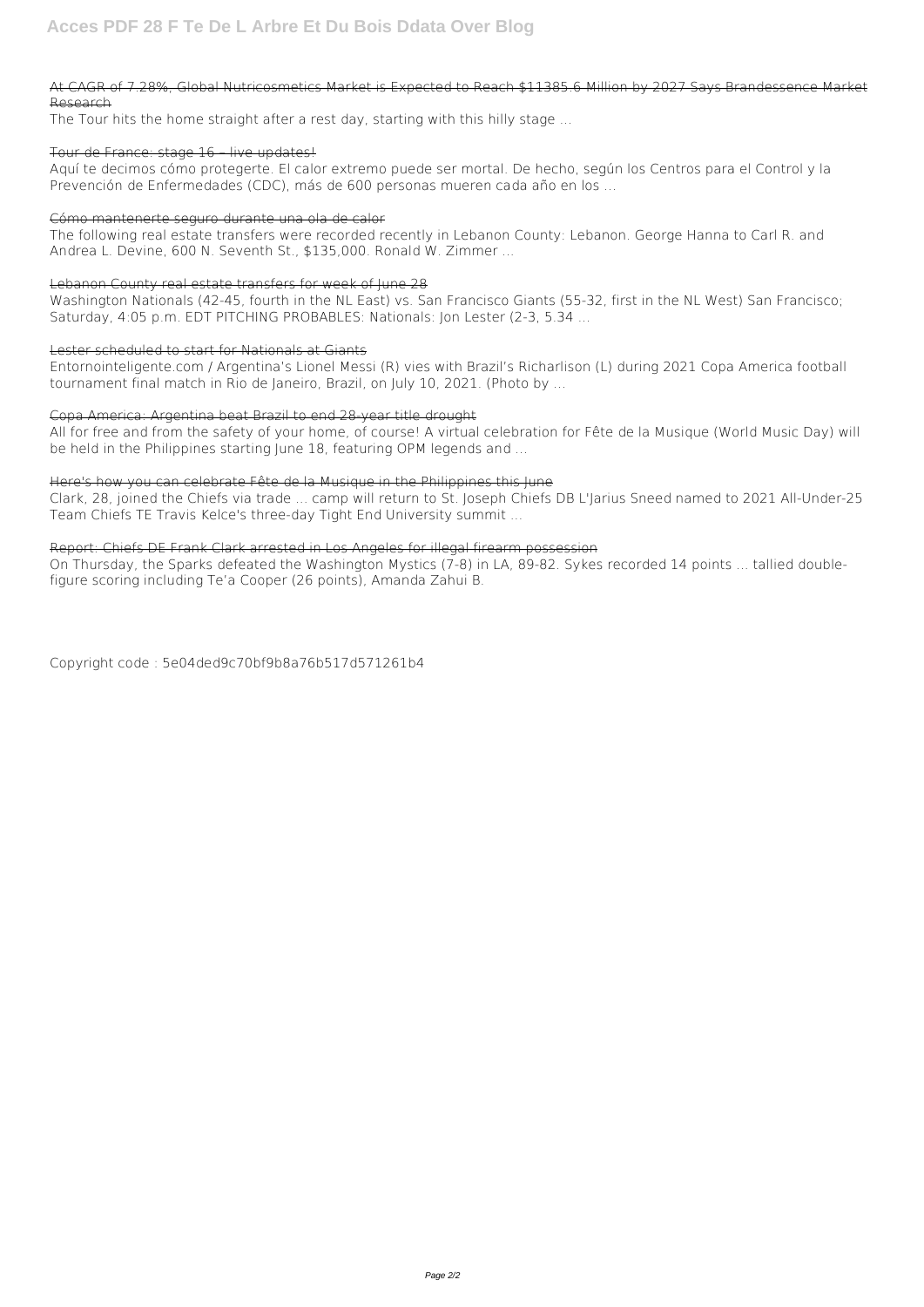At CAGR of 7.28%, Global Nutricosmetics Market is Expected to Reach $11385.6 Million by 2027 Says Brandessence Market Research

The Tour hits the home straight after a rest day, starting with this hilly stage ...

Tour de France: stage 16 – live updates!

Aquí te decimos cómo protegerte. El calor extremo puede ser mortal. De hecho, según los Centros para el Control y la Prevención de Enfermedades (CDC), más de 600 personas mueren cada año en los ...

Cómo mantenerte seguro durante una ola de calor

The following real estate transfers were recorded recently in Lebanon County: Lebanon. George Hanna to Carl R. and Andrea L. Devine, 600 N. Seventh St., $135,000. Ronald W. Zimmer ...

Lebanon County real estate transfers for week of June 28

Washington Nationals (42-45, fourth in the NL East) vs. San Francisco Giants (55-32, first in the NL West) San Francisco; Saturday, 4:05 p.m. EDT PITCHING PROBABLES: Nationals: Jon Lester (2-3, 5.34 ...

Lester scheduled to start for Nationals at Giants

Entornointeligente.com / Argentina's Lionel Messi (R) vies with Brazil's Richarlison (L) during 2021 Copa America football tournament final match in Rio de Janeiro, Brazil, on July 10, 2021. (Photo by ...

Copa America: Argentina beat Brazil to end 28-year title drought

All for free and from the safety of your home, of course! A virtual celebration for Fête de la Musique (World Music Day) will be held in the Philippines starting June 18, featuring OPM legends and ...

Here's how you can celebrate Fête de la Musique in the Philippines this June

Clark, 28, joined the Chiefs via trade ... camp will return to St. Joseph Chiefs DB L'Jarius Sneed named to 2021 All-Under-25 Team Chiefs TE Travis Kelce's three-day Tight End University summit ...

Report: Chiefs DE Frank Clark arrested in Los Angeles for illegal firearm possession

On Thursday, the Sparks defeated the Washington Mystics (7-8) in LA, 89-82. Sykes recorded 14 points ... tallied double-figure scoring including Te'a Cooper (26 points), Amanda Zahui B.

Copyright code : 5e04ded9c70bf9b8a76b517d571261b4